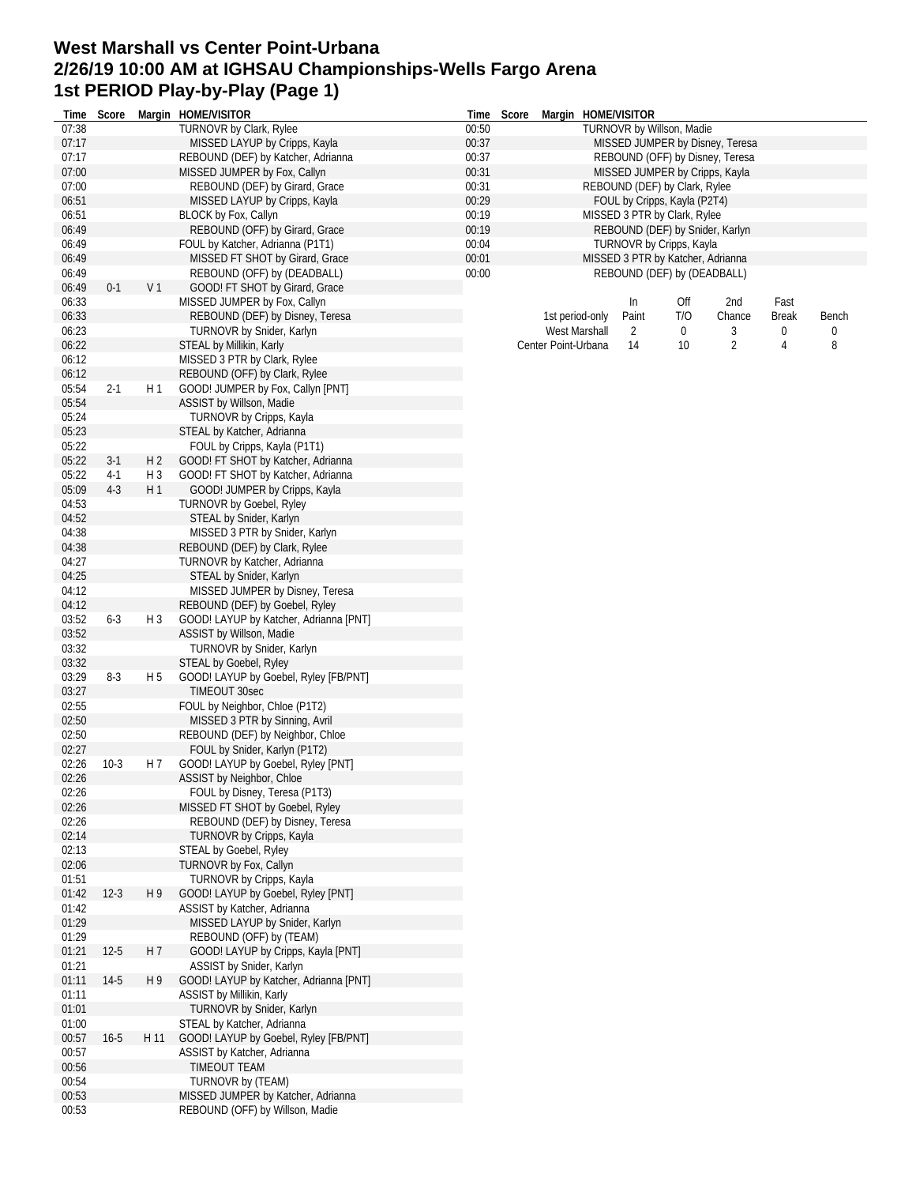# West Marshall vs Center Point-Urbana
# 2/26/19 10:00 AM at IGHSAU Championships-Wells Fargo Arena
# 1st PERIOD Play-by-Play (Page 1)

| Time | Score | Margin | HOME/VISITOR |
|---|---|---|---|
| 07:38 | | | TURNOVR by Clark, Rylee |
| 07:17 | | | MISSED LAYUP by Cripps, Kayla |
| 07:17 | | | REBOUND (DEF) by Katcher, Adrianna |
| 07:00 | | | MISSED JUMPER by Fox, Callyn |
| 07:00 | | | REBOUND (DEF) by Girard, Grace |
| 06:51 | | | MISSED LAYUP by Cripps, Kayla |
| 06:51 | | | BLOCK by Fox, Callyn |
| 06:49 | | | REBOUND (OFF) by Girard, Grace |
| 06:49 | | | FOUL by Katcher, Adrianna (P1T1) |
| 06:49 | | | MISSED FT SHOT by Girard, Grace |
| 06:49 | | | REBOUND (OFF) by (DEADBALL) |
| 06:49 | 0-1 | V 1 | GOOD! FT SHOT by Girard, Grace |
| 06:33 | | | MISSED JUMPER by Fox, Callyn |
| 06:33 | | | REBOUND (DEF) by Disney, Teresa |
| 06:23 | | | TURNOVR by Snider, Karlyn |
| 06:22 | | | STEAL by Millikin, Karly |
| 06:12 | | | MISSED 3 PTR by Clark, Rylee |
| 06:12 | | | REBOUND (OFF) by Clark, Rylee |
| 05:54 | 2-1 | H 1 | GOOD! JUMPER by Fox, Callyn [PNT] |
| 05:54 | | | ASSIST by Willson, Madie |
| 05:24 | | | TURNOVR by Cripps, Kayla |
| 05:23 | | | STEAL by Katcher, Adrianna |
| 05:22 | | | FOUL by Cripps, Kayla (P1T1) |
| 05:22 | 3-1 | H 2 | GOOD! FT SHOT by Katcher, Adrianna |
| 05:22 | 4-1 | H 3 | GOOD! FT SHOT by Katcher, Adrianna |
| 05:09 | 4-3 | H 1 | GOOD! JUMPER by Cripps, Kayla |
| 04:53 | | | TURNOVR by Goebel, Ryley |
| 04:52 | | | STEAL by Snider, Karlyn |
| 04:38 | | | MISSED 3 PTR by Snider, Karlyn |
| 04:38 | | | REBOUND (DEF) by Clark, Rylee |
| 04:27 | | | TURNOVR by Katcher, Adrianna |
| 04:25 | | | STEAL by Snider, Karlyn |
| 04:12 | | | MISSED JUMPER by Disney, Teresa |
| 04:12 | | | REBOUND (DEF) by Goebel, Ryley |
| 03:52 | 6-3 | H 3 | GOOD! LAYUP by Katcher, Adrianna [PNT] |
| 03:52 | | | ASSIST by Willson, Madie |
| 03:32 | | | TURNOVR by Snider, Karlyn |
| 03:32 | | | STEAL by Goebel, Ryley |
| 03:29 | 8-3 | H 5 | GOOD! LAYUP by Goebel, Ryley [FB/PNT] |
| 03:27 | | | TIMEOUT 30sec |
| 02:55 | | | FOUL by Neighbor, Chloe (P1T2) |
| 02:50 | | | MISSED 3 PTR by Sinning, Avril |
| 02:50 | | | REBOUND (DEF) by Neighbor, Chloe |
| 02:27 | | | FOUL by Snider, Karlyn (P1T2) |
| 02:26 | 10-3 | H 7 | GOOD! LAYUP by Goebel, Ryley [PNT] |
| 02:26 | | | ASSIST by Neighbor, Chloe |
| 02:26 | | | FOUL by Disney, Teresa (P1T3) |
| 02:26 | | | MISSED FT SHOT by Goebel, Ryley |
| 02:26 | | | REBOUND (DEF) by Disney, Teresa |
| 02:14 | | | TURNOVR by Cripps, Kayla |
| 02:13 | | | STEAL by Goebel, Ryley |
| 02:06 | | | TURNOVR by Fox, Callyn |
| 01:51 | | | TURNOVR by Cripps, Kayla |
| 01:42 | 12-3 | H 9 | GOOD! LAYUP by Goebel, Ryley [PNT] |
| 01:42 | | | ASSIST by Katcher, Adrianna |
| 01:29 | | | MISSED LAYUP by Snider, Karlyn |
| 01:29 | | | REBOUND (OFF) by (TEAM) |
| 01:21 | 12-5 | H 7 | GOOD! LAYUP by Cripps, Kayla [PNT] |
| 01:21 | | | ASSIST by Snider, Karlyn |
| 01:11 | 14-5 | H 9 | GOOD! LAYUP by Katcher, Adrianna [PNT] |
| 01:11 | | | ASSIST by Millikin, Karly |
| 01:01 | | | TURNOVR by Snider, Karlyn |
| 01:00 | | | STEAL by Katcher, Adrianna |
| 00:57 | 16-5 | H 11 | GOOD! LAYUP by Goebel, Ryley [FB/PNT] |
| 00:57 | | | ASSIST by Katcher, Adrianna |
| 00:56 | | | TIMEOUT TEAM |
| 00:54 | | | TURNOVR by (TEAM) |
| 00:53 | | | MISSED JUMPER by Katcher, Adrianna |
| 00:53 | | | REBOUND (OFF) by Willson, Madie |
| 00:50 | | | TURNOVR by Willson, Madie |
| 00:37 | | | MISSED JUMPER by Disney, Teresa |
| 00:37 | | | REBOUND (OFF) by Disney, Teresa |
| 00:31 | | | MISSED JUMPER by Cripps, Kayla |
| 00:31 | | | REBOUND (DEF) by Clark, Rylee |
| 00:29 | | | FOUL by Cripps, Kayla (P2T4) |
| 00:19 | | | MISSED 3 PTR by Clark, Rylee |
| 00:19 | | | REBOUND (DEF) by Snider, Karlyn |
| 00:04 | | | TURNOVR by Cripps, Kayla |
| 00:01 | | | MISSED 3 PTR by Katcher, Adrianna |
| 00:00 | | | REBOUND (DEF) by (DEADBALL) |

| 1st period-only | In Paint | Off T/O | 2nd Chance | Fast Break | Bench |
|---|---|---|---|---|---|
| West Marshall | 2 | 0 | 3 | 0 | 0 |
| Center Point-Urbana | 14 | 10 | 2 | 4 | 8 |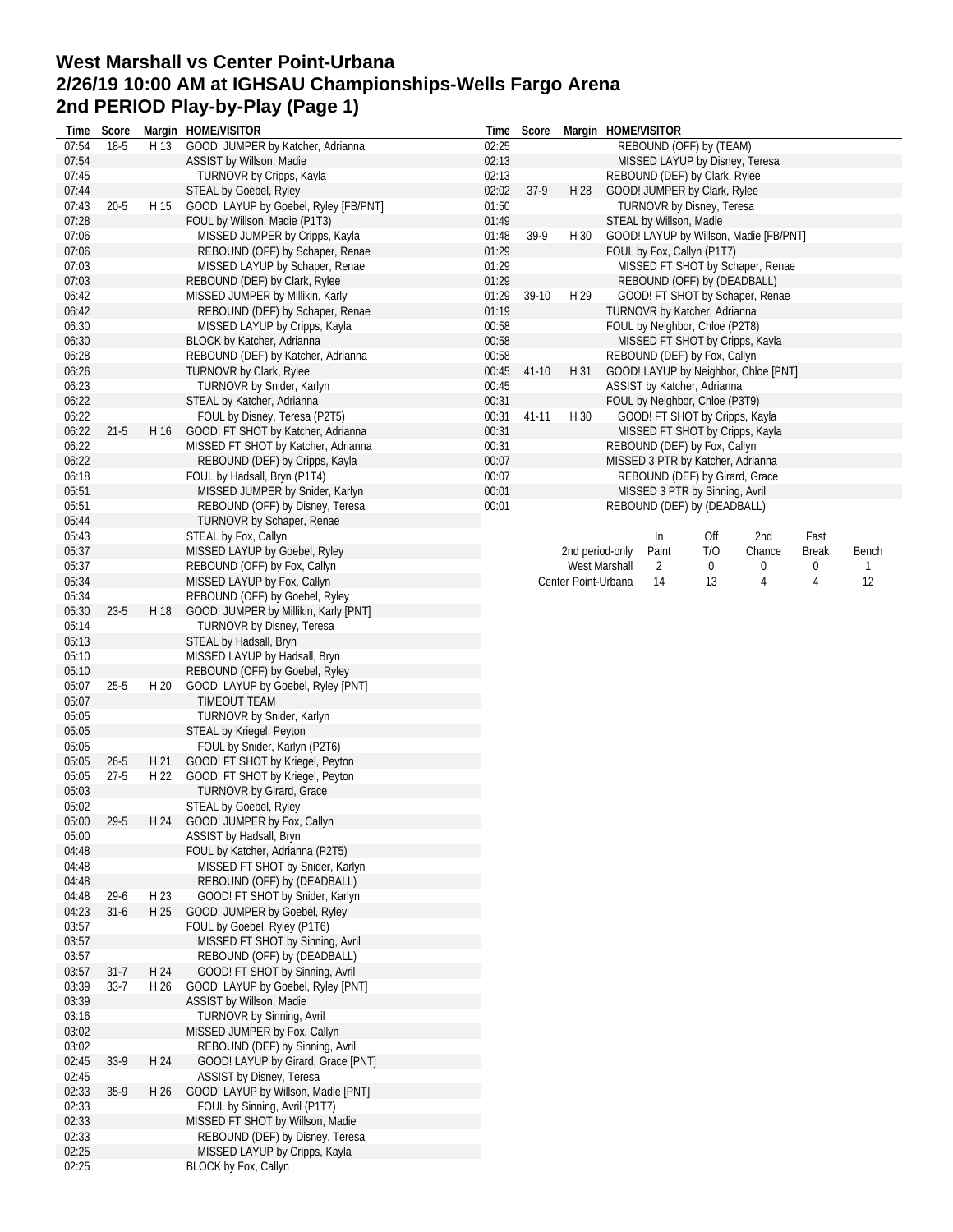# West Marshall vs Center Point-Urbana
# 2/26/19 10:00 AM at IGHSAU Championships-Wells Fargo Arena
# 2nd PERIOD Play-by-Play (Page 1)

| Time | Score | Margin | HOME/VISITOR |
|---|---|---|---|
| 07:54 | 18-5 | H 13 | GOOD! JUMPER by Katcher, Adrianna |
| 07:54 | | | ASSIST by Willson, Madie |
| 07:45 | | | TURNOVR by Cripps, Kayla |
| 07:44 | | | STEAL by Goebel, Ryley |
| 07:43 | 20-5 | H 15 | GOOD! LAYUP by Goebel, Ryley [FB/PNT] |
| 07:28 | | | FOUL by Willson, Madie (P1T3) |
| 07:06 | | | MISSED JUMPER by Cripps, Kayla |
| 07:06 | | | REBOUND (OFF) by Schaper, Renae |
| 07:03 | | | MISSED LAYUP by Schaper, Renae |
| 07:03 | | | REBOUND (DEF) by Clark, Rylee |
| 06:42 | | | MISSED JUMPER by Millikin, Karly |
| 06:42 | | | REBOUND (DEF) by Schaper, Renae |
| 06:30 | | | MISSED LAYUP by Cripps, Kayla |
| 06:30 | | | BLOCK by Katcher, Adrianna |
| 06:28 | | | REBOUND (DEF) by Katcher, Adrianna |
| 06:26 | | | TURNOVR by Clark, Rylee |
| 06:23 | | | TURNOVR by Snider, Karlyn |
| 06:22 | | | STEAL by Katcher, Adrianna |
| 06:22 | | | FOUL by Disney, Teresa (P2T5) |
| 06:22 | 21-5 | H 16 | GOOD! FT SHOT by Katcher, Adrianna |
| 06:22 | | | MISSED FT SHOT by Katcher, Adrianna |
| 06:22 | | | REBOUND (DEF) by Cripps, Kayla |
| 06:18 | | | FOUL by Hadsall, Bryn (P1T4) |
| 05:51 | | | MISSED JUMPER by Snider, Karlyn |
| 05:51 | | | REBOUND (OFF) by Disney, Teresa |
| 05:44 | | | TURNOVR by Schaper, Renae |
| 05:43 | | | STEAL by Fox, Callyn |
| 05:37 | | | MISSED LAYUP by Goebel, Ryley |
| 05:37 | | | REBOUND (OFF) by Fox, Callyn |
| 05:34 | | | MISSED LAYUP by Fox, Callyn |
| 05:34 | | | REBOUND (OFF) by Goebel, Ryley |
| 05:30 | 23-5 | H 18 | GOOD! JUMPER by Millikin, Karly [PNT] |
| 05:14 | | | TURNOVR by Disney, Teresa |
| 05:13 | | | STEAL by Hadsall, Bryn |
| 05:10 | | | MISSED LAYUP by Hadsall, Bryn |
| 05:10 | | | REBOUND (OFF) by Goebel, Ryley |
| 05:07 | 25-5 | H 20 | GOOD! LAYUP by Goebel, Ryley [PNT] |
| 05:07 | | | TIMEOUT TEAM |
| 05:05 | | | TURNOVR by Snider, Karlyn |
| 05:05 | | | STEAL by Kriegel, Peyton |
| 05:05 | | | FOUL by Snider, Karlyn (P2T6) |
| 05:05 | 26-5 | H 21 | GOOD! FT SHOT by Kriegel, Peyton |
| 05:05 | 27-5 | H 22 | GOOD! FT SHOT by Kriegel, Peyton |
| 05:03 | | | TURNOVR by Girard, Grace |
| 05:02 | | | STEAL by Goebel, Ryley |
| 05:00 | 29-5 | H 24 | GOOD! JUMPER by Fox, Callyn |
| 05:00 | | | ASSIST by Hadsall, Bryn |
| 04:48 | | | FOUL by Katcher, Adrianna (P2T5) |
| 04:48 | | | MISSED FT SHOT by Snider, Karlyn |
| 04:48 | | | REBOUND (OFF) by (DEADBALL) |
| 04:48 | 29-6 | H 23 | GOOD! FT SHOT by Snider, Karlyn |
| 04:23 | 31-6 | H 25 | GOOD! JUMPER by Goebel, Ryley |
| 03:57 | | | FOUL by Goebel, Ryley (P1T6) |
| 03:57 | | | MISSED FT SHOT by Sinning, Avril |
| 03:57 | | | REBOUND (OFF) by (DEADBALL) |
| 03:57 | 31-7 | H 24 | GOOD! FT SHOT by Sinning, Avril |
| 03:39 | 33-7 | H 26 | GOOD! LAYUP by Goebel, Ryley [PNT] |
| 03:39 | | | ASSIST by Willson, Madie |
| 03:16 | | | TURNOVR by Sinning, Avril |
| 03:02 | | | MISSED JUMPER by Fox, Callyn |
| 03:02 | | | REBOUND (DEF) by Sinning, Avril |
| 02:45 | 33-9 | H 24 | GOOD! LAYUP by Girard, Grace [PNT] |
| 02:45 | | | ASSIST by Disney, Teresa |
| 02:33 | 35-9 | H 26 | GOOD! LAYUP by Willson, Madie [PNT] |
| 02:33 | | | FOUL by Sinning, Avril (P1T7) |
| 02:33 | | | MISSED FT SHOT by Willson, Madie |
| 02:33 | | | REBOUND (DEF) by Disney, Teresa |
| 02:25 | | | MISSED LAYUP by Cripps, Kayla |
| 02:25 | | | BLOCK by Fox, Callyn |
| 02:25 | | | REBOUND (OFF) by (TEAM) |
| 02:13 | | | MISSED LAYUP by Disney, Teresa |
| 02:13 | | | REBOUND (DEF) by Clark, Rylee |
| 02:02 | 37-9 | H 28 | GOOD! JUMPER by Clark, Rylee |
| 01:50 | | | TURNOVR by Disney, Teresa |
| 01:49 | | | STEAL by Willson, Madie |
| 01:48 | 39-9 | H 30 | GOOD! LAYUP by Willson, Madie [FB/PNT] |
| 01:29 | | | FOUL by Fox, Callyn (P1T7) |
| 01:29 | | | MISSED FT SHOT by Schaper, Renae |
| 01:29 | | | REBOUND (OFF) by (DEADBALL) |
| 01:29 | 39-10 | H 29 | GOOD! FT SHOT by Schaper, Renae |
| 01:19 | | | TURNOVR by Katcher, Adrianna |
| 00:58 | | | FOUL by Neighbor, Chloe (P2T8) |
| 00:58 | | | MISSED FT SHOT by Cripps, Kayla |
| 00:58 | | | REBOUND (DEF) by Fox, Callyn |
| 00:45 | 41-10 | H 31 | GOOD! LAYUP by Neighbor, Chloe [PNT] |
| 00:45 | | | ASSIST by Katcher, Adrianna |
| 00:31 | | | FOUL by Neighbor, Chloe (P3T9) |
| 00:31 | 41-11 | H 30 | GOOD! FT SHOT by Cripps, Kayla |
| 00:31 | | | MISSED FT SHOT by Cripps, Kayla |
| 00:31 | | | REBOUND (DEF) by Fox, Callyn |
| 00:07 | | | MISSED 3 PTR by Katcher, Adrianna |
| 00:07 | | | REBOUND (DEF) by Girard, Grace |
| 00:01 | | | MISSED 3 PTR by Sinning, Avril |
| 00:01 | | | REBOUND (DEF) by (DEADBALL) |

| 2nd period-only | In Paint | Off T/O | 2nd Chance | Fast Break | Bench |
|---|---|---|---|---|---|
| West Marshall | 2 | 0 | 0 | 0 | 1 |
| Center Point-Urbana | 14 | 13 | 4 | 4 | 12 |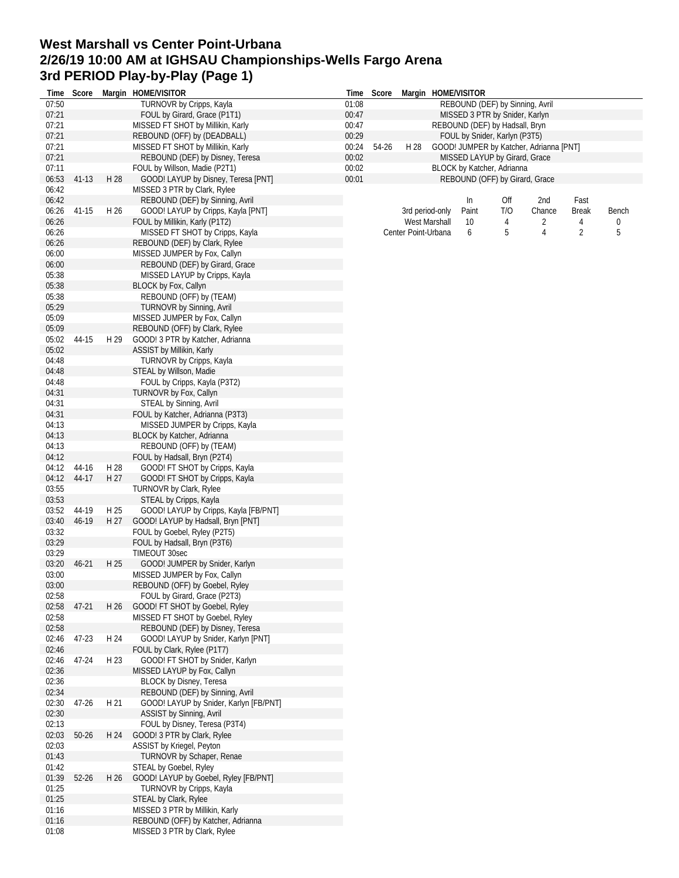# West Marshall vs Center Point-Urbana
# 2/26/19 10:00 AM at IGHSAU Championships-Wells Fargo Arena
# 3rd PERIOD Play-by-Play (Page 1)

| Time | Score | Margin | HOME/VISITOR |
|---|---|---|---|
| 07:50 | | | TURNOVR by Cripps, Kayla |
| 07:21 | | | FOUL by Girard, Grace (P1T1) |
| 07:21 | | | MISSED FT SHOT by Millikin, Karly |
| 07:21 | | | REBOUND (OFF) by (DEADBALL) |
| 07:21 | | | MISSED FT SHOT by Millikin, Karly |
| 07:21 | | | REBOUND (DEF) by Disney, Teresa |
| 07:11 | | | FOUL by Willson, Madie (P2T1) |
| 06:53 | 41-13 | H 28 | GOOD! LAYUP by Disney, Teresa [PNT] |
| 06:42 | | | MISSED 3 PTR by Clark, Rylee |
| 06:42 | | | REBOUND (DEF) by Sinning, Avril |
| 06:26 | 41-15 | H 26 | GOOD! LAYUP by Cripps, Kayla [PNT] |
| 06:26 | | | FOUL by Millikin, Karly (P1T2) |
| 06:26 | | | MISSED FT SHOT by Cripps, Kayla |
| 06:26 | | | REBOUND (DEF) by Clark, Rylee |
| 06:00 | | | MISSED JUMPER by Fox, Callyn |
| 06:00 | | | REBOUND (DEF) by Girard, Grace |
| 05:38 | | | MISSED LAYUP by Cripps, Kayla |
| 05:38 | | | BLOCK by Fox, Callyn |
| 05:38 | | | REBOUND (OFF) by (TEAM) |
| 05:29 | | | TURNOVR by Sinning, Avril |
| 05:09 | | | MISSED JUMPER by Fox, Callyn |
| 05:09 | | | REBOUND (OFF) by Clark, Rylee |
| 05:02 | 44-15 | H 29 | GOOD! 3 PTR by Katcher, Adrianna |
| 05:02 | | | ASSIST by Millikin, Karly |
| 04:48 | | | TURNOVR by Cripps, Kayla |
| 04:48 | | | STEAL by Willson, Madie |
| 04:48 | | | FOUL by Cripps, Kayla (P3T2) |
| 04:31 | | | TURNOVR by Fox, Callyn |
| 04:31 | | | STEAL by Sinning, Avril |
| 04:31 | | | FOUL by Katcher, Adrianna (P3T3) |
| 04:13 | | | MISSED JUMPER by Cripps, Kayla |
| 04:13 | | | BLOCK by Katcher, Adrianna |
| 04:13 | | | REBOUND (OFF) by (TEAM) |
| 04:12 | | | FOUL by Hadsall, Bryn (P2T4) |
| 04:12 | 44-16 | H 28 | GOOD! FT SHOT by Cripps, Kayla |
| 04:12 | 44-17 | H 27 | GOOD! FT SHOT by Cripps, Kayla |
| 03:55 | | | TURNOVR by Clark, Rylee |
| 03:53 | | | STEAL by Cripps, Kayla |
| 03:52 | 44-19 | H 25 | GOOD! LAYUP by Cripps, Kayla [FB/PNT] |
| 03:40 | 46-19 | H 27 | GOOD! LAYUP by Hadsall, Bryn [PNT] |
| 03:32 | | | FOUL by Goebel, Ryley (P2T5) |
| 03:29 | | | FOUL by Hadsall, Bryn (P3T6) |
| 03:29 | | | TIMEOUT 30sec |
| 03:20 | 46-21 | H 25 | GOOD! JUMPER by Snider, Karlyn |
| 03:00 | | | MISSED JUMPER by Fox, Callyn |
| 03:00 | | | REBOUND (OFF) by Goebel, Ryley |
| 02:58 | | | FOUL by Girard, Grace (P2T3) |
| 02:58 | 47-21 | H 26 | GOOD! FT SHOT by Goebel, Ryley |
| 02:58 | | | MISSED FT SHOT by Goebel, Ryley |
| 02:58 | | | REBOUND (DEF) by Disney, Teresa |
| 02:46 | 47-23 | H 24 | GOOD! LAYUP by Snider, Karlyn [PNT] |
| 02:46 | | | FOUL by Clark, Rylee (P1T7) |
| 02:46 | 47-24 | H 23 | GOOD! FT SHOT by Snider, Karlyn |
| 02:36 | | | MISSED LAYUP by Fox, Callyn |
| 02:36 | | | BLOCK by Disney, Teresa |
| 02:34 | | | REBOUND (DEF) by Sinning, Avril |
| 02:30 | 47-26 | H 21 | GOOD! LAYUP by Snider, Karlyn [FB/PNT] |
| 02:30 | | | ASSIST by Sinning, Avril |
| 02:13 | | | FOUL by Disney, Teresa (P3T4) |
| 02:03 | 50-26 | H 24 | GOOD! 3 PTR by Clark, Rylee |
| 02:03 | | | ASSIST by Kriegel, Peyton |
| 01:43 | | | TURNOVR by Schaper, Renae |
| 01:42 | | | STEAL by Goebel, Ryley |
| 01:39 | 52-26 | H 26 | GOOD! LAYUP by Goebel, Ryley [FB/PNT] |
| 01:25 | | | TURNOVR by Cripps, Kayla |
| 01:25 | | | STEAL by Clark, Rylee |
| 01:16 | | | MISSED 3 PTR by Millikin, Karly |
| 01:16 | | | REBOUND (OFF) by Katcher, Adrianna |
| 01:08 | | | MISSED 3 PTR by Clark, Rylee |
| 01:08 | | | REBOUND (DEF) by Sinning, Avril |
| 00:47 | | | MISSED 3 PTR by Snider, Karlyn |
| 00:47 | | | REBOUND (DEF) by Hadsall, Bryn |
| 00:29 | | | FOUL by Snider, Karlyn (P3T5) |
| 00:24 | 54-26 | H 28 | GOOD! JUMPER by Katcher, Adrianna [PNT] |
| 00:02 | | | MISSED LAYUP by Girard, Grace |
| 00:02 | | | BLOCK by Katcher, Adrianna |
| 00:01 | | | REBOUND (OFF) by Girard, Grace |

| 3rd period-only | In Paint | Off T/O | 2nd Chance | Fast Break | Bench |
|---|---|---|---|---|---|
| West Marshall | 10 | 4 | 2 | 4 | 0 |
| Center Point-Urbana | 6 | 5 | 4 | 2 | 5 |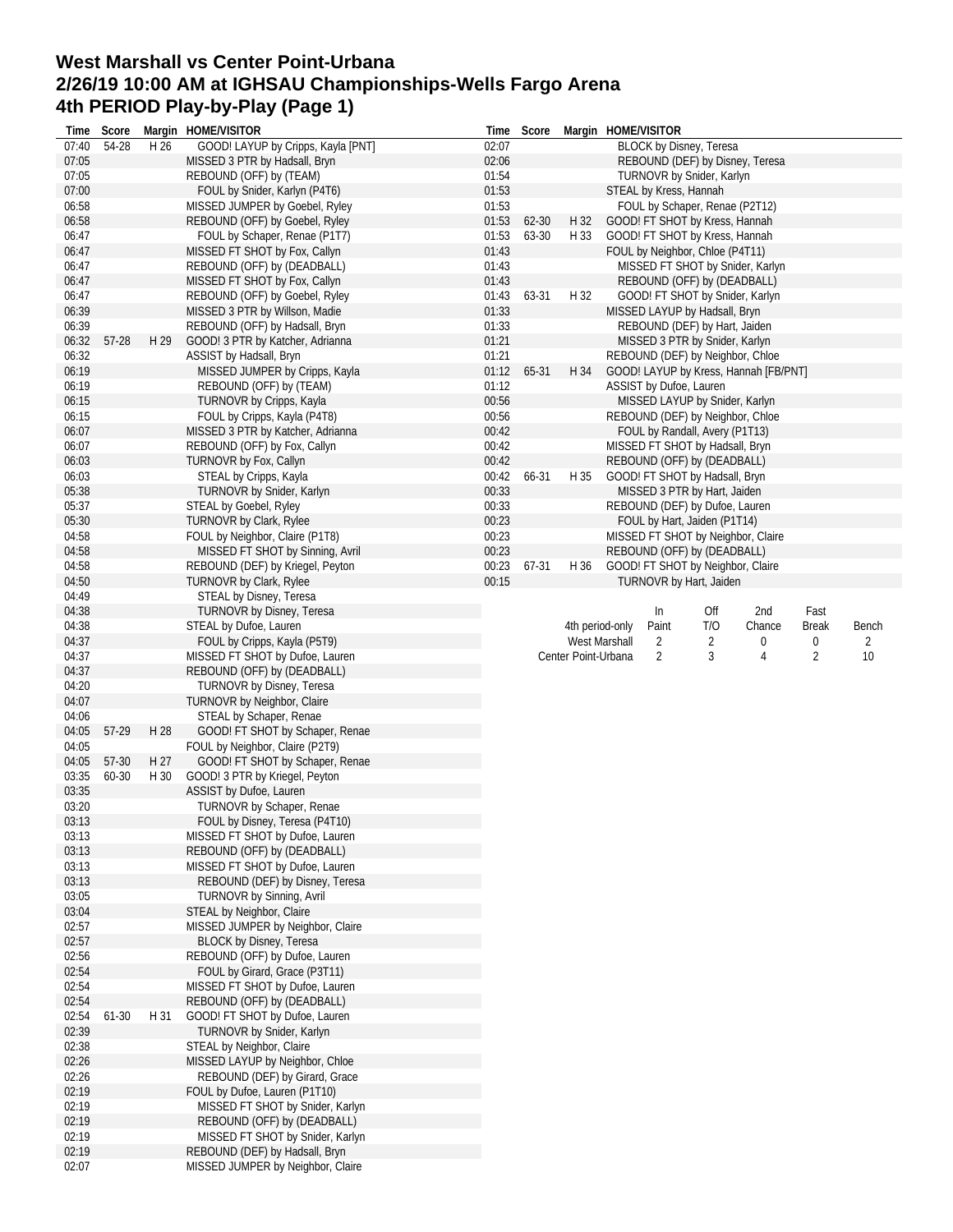# West Marshall vs Center Point-Urbana
# 2/26/19 10:00 AM at IGHSAU Championships-Wells Fargo Arena
# 4th PERIOD Play-by-Play (Page 1)

| Time | Score | Margin | HOME/VISITOR |
|---|---|---|---|
| 07:40 | 54-28 | H 26 | GOOD! LAYUP by Cripps, Kayla [PNT] |
| 07:05 | | | MISSED 3 PTR by Hadsall, Bryn |
| 07:05 | | | REBOUND (OFF) by (TEAM) |
| 07:00 | | | FOUL by Snider, Karlyn (P4T6) |
| 06:58 | | | MISSED JUMPER by Goebel, Ryley |
| 06:58 | | | REBOUND (OFF) by Goebel, Ryley |
| 06:47 | | | FOUL by Schaper, Renae (P1T7) |
| 06:47 | | | MISSED FT SHOT by Fox, Callyn |
| 06:47 | | | REBOUND (OFF) by (DEADBALL) |
| 06:47 | | | MISSED FT SHOT by Fox, Callyn |
| 06:47 | | | REBOUND (OFF) by Goebel, Ryley |
| 06:39 | | | MISSED 3 PTR by Willson, Madie |
| 06:39 | | | REBOUND (OFF) by Hadsall, Bryn |
| 06:32 | 57-28 | H 29 | GOOD! 3 PTR by Katcher, Adrianna |
| 06:32 | | | ASSIST by Hadsall, Bryn |
| 06:19 | | | MISSED JUMPER by Cripps, Kayla |
| 06:19 | | | REBOUND (OFF) by (TEAM) |
| 06:15 | | | TURNOVR by Cripps, Kayla |
| 06:15 | | | FOUL by Cripps, Kayla (P4T8) |
| 06:07 | | | MISSED 3 PTR by Katcher, Adrianna |
| 06:07 | | | REBOUND (OFF) by Fox, Callyn |
| 06:03 | | | TURNOVR by Fox, Callyn |
| 06:03 | | | STEAL by Cripps, Kayla |
| 05:38 | | | TURNOVR by Snider, Karlyn |
| 05:37 | | | STEAL by Goebel, Ryley |
| 05:30 | | | TURNOVR by Clark, Rylee |
| 04:58 | | | FOUL by Neighbor, Claire (P1T8) |
| 04:58 | | | MISSED FT SHOT by Sinning, Avril |
| 04:58 | | | REBOUND (DEF) by Kriegel, Peyton |
| 04:50 | | | TURNOVR by Clark, Rylee |
| 04:49 | | | STEAL by Disney, Teresa |
| 04:38 | | | TURNOVR by Disney, Teresa |
| 04:38 | | | STEAL by Dufoe, Lauren |
| 04:37 | | | FOUL by Cripps, Kayla (P5T9) |
| 04:37 | | | MISSED FT SHOT by Dufoe, Lauren |
| 04:37 | | | REBOUND (OFF) by (DEADBALL) |
| 04:20 | | | TURNOVR by Disney, Teresa |
| 04:07 | | | TURNOVR by Neighbor, Claire |
| 04:06 | | | STEAL by Schaper, Renae |
| 04:05 | 57-29 | H 28 | GOOD! FT SHOT by Schaper, Renae |
| 04:05 | | | FOUL by Neighbor, Claire (P2T9) |
| 04:05 | 57-30 | H 27 | GOOD! FT SHOT by Schaper, Renae |
| 03:35 | 60-30 | H 30 | GOOD! 3 PTR by Kriegel, Peyton |
| 03:35 | | | ASSIST by Dufoe, Lauren |
| 03:20 | | | TURNOVR by Schaper, Renae |
| 03:13 | | | FOUL by Disney, Teresa (P4T10) |
| 03:13 | | | MISSED FT SHOT by Dufoe, Lauren |
| 03:13 | | | REBOUND (OFF) by (DEADBALL) |
| 03:13 | | | MISSED FT SHOT by Dufoe, Lauren |
| 03:13 | | | REBOUND (DEF) by Disney, Teresa |
| 03:05 | | | TURNOVR by Sinning, Avril |
| 03:04 | | | STEAL by Neighbor, Claire |
| 02:57 | | | MISSED JUMPER by Neighbor, Claire |
| 02:57 | | | BLOCK by Disney, Teresa |
| 02:56 | | | REBOUND (OFF) by Dufoe, Lauren |
| 02:54 | | | FOUL by Girard, Grace (P3T11) |
| 02:54 | | | MISSED FT SHOT by Dufoe, Lauren |
| 02:54 | | | REBOUND (OFF) by (DEADBALL) |
| 02:54 | 61-30 | H 31 | GOOD! FT SHOT by Dufoe, Lauren |
| 02:39 | | | TURNOVR by Snider, Karlyn |
| 02:38 | | | STEAL by Neighbor, Claire |
| 02:26 | | | MISSED LAYUP by Neighbor, Chloe |
| 02:26 | | | REBOUND (DEF) by Girard, Grace |
| 02:19 | | | FOUL by Dufoe, Lauren (P1T10) |
| 02:19 | | | MISSED FT SHOT by Snider, Karlyn |
| 02:19 | | | REBOUND (OFF) by (DEADBALL) |
| 02:19 | | | MISSED FT SHOT by Snider, Karlyn |
| 02:19 | | | REBOUND (DEF) by Hadsall, Bryn |
| 02:07 | | | MISSED JUMPER by Neighbor, Claire |
| 02:07 | | | BLOCK by Disney, Teresa |
| 02:06 | | | REBOUND (DEF) by Disney, Teresa |
| 01:54 | | | TURNOVR by Snider, Karlyn |
| 01:53 | | | STEAL by Kress, Hannah |
| 01:53 | | | FOUL by Schaper, Renae (P2T12) |
| 01:53 | 62-30 | H 32 | GOOD! FT SHOT by Kress, Hannah |
| 01:53 | 63-30 | H 33 | GOOD! FT SHOT by Kress, Hannah |
| 01:43 | | | FOUL by Neighbor, Chloe (P4T11) |
| 01:43 | | | MISSED FT SHOT by Snider, Karlyn |
| 01:43 | | | REBOUND (OFF) by (DEADBALL) |
| 01:43 | 63-31 | H 32 | GOOD! FT SHOT by Snider, Karlyn |
| 01:33 | | | MISSED LAYUP by Hadsall, Bryn |
| 01:33 | | | REBOUND (DEF) by Hart, Jaiden |
| 01:21 | | | MISSED 3 PTR by Snider, Karlyn |
| 01:21 | | | REBOUND (DEF) by Neighbor, Chloe |
| 01:12 | 65-31 | H 34 | GOOD! LAYUP by Kress, Hannah [FB/PNT] |
| 01:12 | | | ASSIST by Dufoe, Lauren |
| 00:56 | | | MISSED LAYUP by Snider, Karlyn |
| 00:56 | | | REBOUND (DEF) by Neighbor, Chloe |
| 00:42 | | | FOUL by Randall, Avery (P1T13) |
| 00:42 | | | MISSED FT SHOT by Hadsall, Bryn |
| 00:42 | | | REBOUND (OFF) by (DEADBALL) |
| 00:42 | 66-31 | H 35 | GOOD! FT SHOT by Hadsall, Bryn |
| 00:33 | | | MISSED 3 PTR by Hart, Jaiden |
| 00:33 | | | REBOUND (DEF) by Dufoe, Lauren |
| 00:23 | | | FOUL by Hart, Jaiden (P1T14) |
| 00:23 | | | MISSED FT SHOT by Neighbor, Claire |
| 00:23 | | | REBOUND (OFF) by (DEADBALL) |
| 00:23 | 67-31 | H 36 | GOOD! FT SHOT by Neighbor, Claire |
| 00:15 | | | TURNOVR by Hart, Jaiden |

| 4th period-only | In Paint | Off T/O | 2nd Chance | Fast Break | Bench |
|---|---|---|---|---|---|
| West Marshall | 2 | 2 | 0 | 0 | 2 |
| Center Point-Urbana | 2 | 3 | 4 | 2 | 10 |